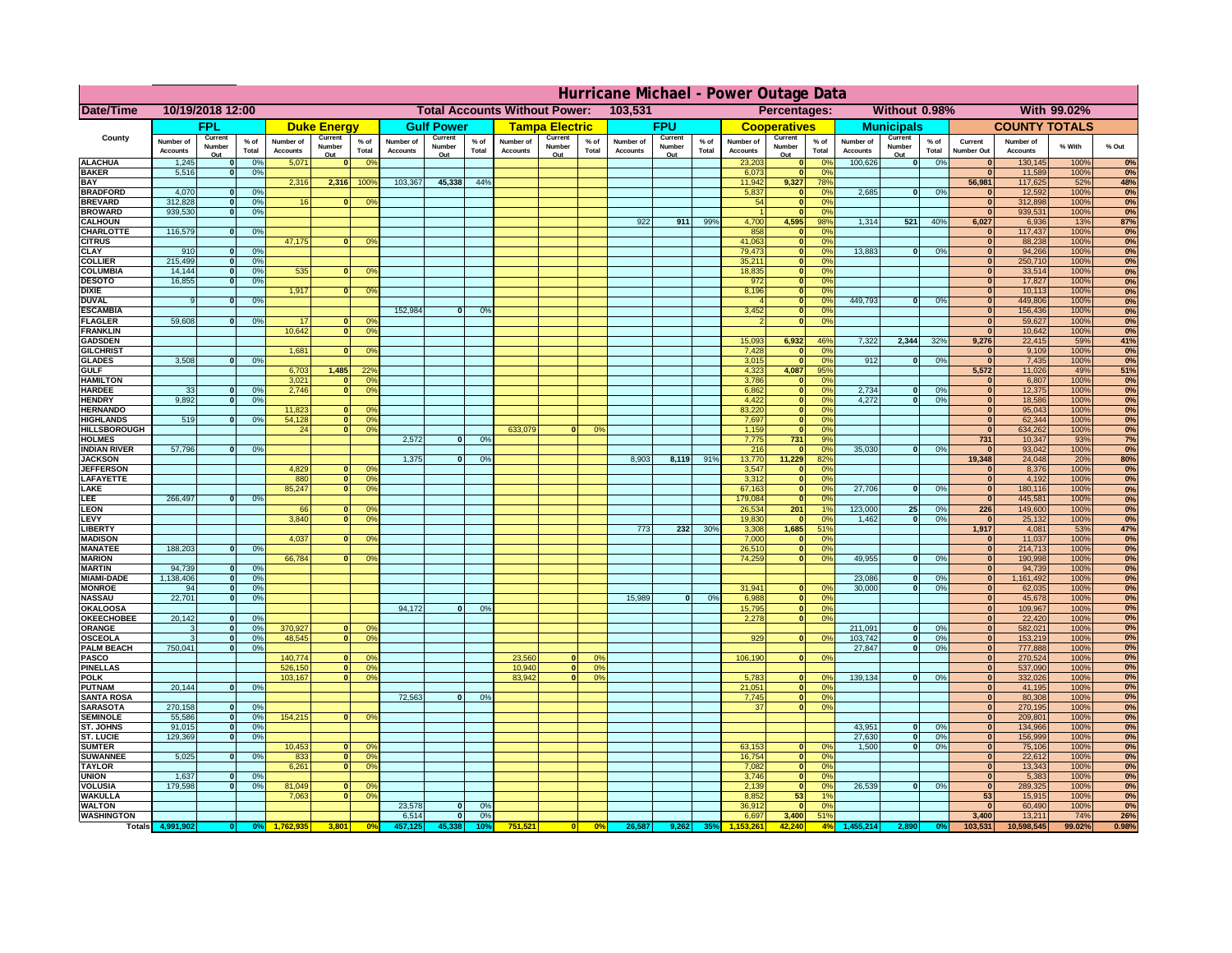# Hurricane Michael - Power Outage Data

| Date/Time | 10/19/2018 12:00 | | | | | | Total Accounts Without Power: | | | 103,531 | | | | | Percentages: | | | Without 0.98% | | | With 99.02% | | |
|---|---|---|---|---|---|---|---|---|---|---|---|---|---|---|---|---|---|---|---|---|---|---|---|

| County | FPL | | | Duke Energy | | | Gulf Power | | | Tampa Electric | | | FPU | | | Cooperatives | | | Municipals | | | COUNTY TOTALS | | | |
|---|---|---|---|---|---|---|---|---|---|---|---|---|---|---|---|---|---|---|---|---|---|---|---|---|---|
| | Number of Accounts | Current Number Out | % of Total | Number of Accounts | Current Number Out | % of Total | Number of Accounts | Current Number Out | % of Total | Number of Accounts | Current Number Out | % of Total | Number of Accounts | Current Number Out | % of Total | Number of Accounts | Current Number Out | % of Total | Number of Accounts | Current Number Out | % of Total | Current Number Out | Number of Accounts | % With | % Out |
| ALACHUA | 1,245 | 0 | 0% | 5,071 | 0 | 0% | | | | | | | | | | 23,203 | 0 | 0% | 100,626 | 0 | 0% | 0 | 130,145 | 100% | 0% |
| BAKER | 5,516 | 0 | 0% | | | | | | | | | | | | | 6,073 | 0 | 0% | | | | 0 | 11,589 | 100% | 0% |
| BAY | | | | 2,316 | 2,316 | 100% | 103,367 | 45,338 | 44% | | | | | | | 11,942 | 9,327 | 78% | | | | 56,981 | 117,625 | 52% | 48% |
| BRADFORD | 4,070 | 0 | 0% | | | | | | | | | | | | | 5,837 | 0 | 0% | 2,685 | 0 | 0% | 0 | 12,592 | 100% | 0% |
| BREVARD | 312,828 | 0 | 0% | 16 | 0 | 0% | | | | | | | | | | 54 | 0 | 0% | | | | 0 | 312,898 | 100% | 0% |
| BROWARD | 939,530 | 0 | 0% | | | | | | | | | | | | | 1 | 0 | 0% | | | | 0 | 939,531 | 100% | 0% |
| CALHOUN | | | | | | | | | | | | | 922 | 911 | 99% | 4,700 | 4,595 | 98% | 1,314 | 521 | 40% | 6,027 | 6,936 | 13% | 87% |
| CHARLOTTE | 116,579 | 0 | 0% | | | | | | | | | | | | | 858 | 0 | 0% | | | | 0 | 117,437 | 100% | 0% |
| CITRUS | | | | 47,175 | 0 | 0% | | | | | | | | | | 41,063 | 0 | 0% | | | | 0 | 88,238 | 100% | 0% |
| CLAY | 910 | 0 | 0% | | | | | | | | | | | | | 79,473 | 0 | 0% | 13,883 | 0 | 0% | 0 | 94,266 | 100% | 0% |
| COLLIER | 215,499 | 0 | 0% | | | | | | | | | | | | | 35,211 | 0 | 0% | | | | 0 | 250,710 | 100% | 0% |
| COLUMBIA | 14,144 | 0 | 0% | 535 | 0 | 0% | | | | | | | | | | 18,835 | 0 | 0% | | | | 0 | 33,514 | 100% | 0% |
| DESOTO | 16,855 | 0 | 0% | | | | | | | | | | | | | 972 | 0 | 0% | | | | 0 | 17,827 | 100% | 0% |
| DIXIE | | | | 1,917 | 0 | 0% | | | | | | | | | | 8,196 | 0 | 0% | | | | 0 | 10,113 | 100% | 0% |
| DUVAL | 9 | 0 | 0% | | | | | | | | | | | | | 4 | 0 | 0% | 449,793 | 0 | 0% | 0 | 449,806 | 100% | 0% |
| ESCAMBIA | | | | | | | 152,984 | 0 | 0% | | | | | | | 3,452 | 0 | 0% | | | | 0 | 156,436 | 100% | 0% |
| FLAGLER | 59,608 | 0 | 0% | 17 | 0 | 0% | | | | | | | | | | 2 | 0 | 0% | | | | 0 | 59,627 | 100% | 0% |
| FRANKLIN | | | | 10,642 | 0 | 0% | | | | | | | | | | | | | | | | 0 | 10,642 | 100% | 0% |
| GADSDEN | | | | | | | | | | | | | | | | 15,093 | 6,932 | 46% | 7,322 | 2,344 | 32% | 9,276 | 22,415 | 59% | 41% |
| GILCHRIST | | | | 1,681 | 0 | 0% | | | | | | | | | | 7,428 | 0 | 0% | | | | 0 | 9,109 | 100% | 0% |
| GLADES | 3,508 | 0 | 0% | | | | | | | | | | | | | 3,015 | 0 | 0% | 912 | 0 | 0% | 0 | 7,435 | 100% | 0% |
| GULF | | | | 6,703 | 1,485 | 22% | | | | | | | | | | 4,323 | 4,087 | 95% | | | | 5,572 | 11,026 | 49% | 51% |
| HAMILTON | | | | 3,021 | 0 | 0% | | | | | | | | | | 3,786 | 0 | 0% | | | | 0 | 6,807 | 100% | 0% |
| HARDEE | 33 | 0 | 0% | 2,746 | 0 | 0% | | | | | | | | | | 6,862 | 0 | 0% | 2,734 | 0 | 0% | 0 | 12,375 | 100% | 0% |
| HENDRY | 9,892 | 0 | 0% | | | | | | | | | | | | | 4,422 | 0 | 0% | 4,272 | 0 | 0% | 0 | 18,586 | 100% | 0% |
| HERNANDO | | | | 11,823 | 0 | 0% | | | | | | | | | | 83,220 | 0 | 0% | | | | 0 | 95,043 | 100% | 0% |
| HIGHLANDS | 519 | 0 | 0% | 54,128 | 0 | 0% | | | | | | | | | | 7,697 | 0 | 0% | | | | 0 | 62,344 | 100% | 0% |
| HILLSBOROUGH | | | | 24 | 0 | 0% | | | | 633,079 | 0 | 0% | | | | 1,159 | 0 | 0% | | | | 0 | 634,262 | 100% | 0% |
| HOLMES | | | | | | | 2,572 | 0 | 0% | | | | | | | 7,775 | 731 | 9% | | | | 731 | 10,347 | 93% | 7% |
| INDIAN RIVER | 57,796 | 0 | 0% | | | | | | | | | | | | | 216 | 0 | 0% | 35,030 | 0 | 0% | 0 | 93,042 | 100% | 0% |
| JACKSON | | | | | | | 1,375 | 0 | 0% | | | | 8,903 | 8,119 | 91% | 13,770 | 11,229 | 82% | | | | 19,348 | 24,048 | 20% | 80% |
| JEFFERSON | | | | 4,829 | 0 | 0% | | | | | | | | | | 3,547 | 0 | 0% | | | | 0 | 8,376 | 100% | 0% |
| LAFAYETTE | | | | 880 | 0 | 0% | | | | | | | | | | 3,312 | 0 | 0% | | | | 0 | 4,192 | 100% | 0% |
| LAKE | | | | 85,247 | 0 | 0% | | | | | | | | | | 67,163 | 0 | 0% | 27,706 | 0 | 0% | 0 | 180,116 | 100% | 0% |
| LEE | 266,497 | 0 | 0% | | | | | | | | | | | | | 179,084 | 0 | 0% | | | | 0 | 445,581 | 100% | 0% |
| LEON | | | | 66 | 0 | 0% | | | | | | | | | | 26,534 | 201 | 1% | 123,000 | 25 | 0% | 226 | 149,600 | 100% | 0% |
| LEVY | | | | 3,840 | 0 | 0% | | | | | | | | | | 19,830 | 0 | 0% | 1,462 | 0 | 0% | 0 | 25,132 | 100% | 0% |
| LIBERTY | | | | | | | | | | | | | 773 | 232 | 30% | 3,308 | 1,685 | 51% | | | | 1,917 | 4,081 | 53% | 47% |
| MADISON | | | | 4,037 | 0 | 0% | | | | | | | | | | 7,000 | 0 | 0% | | | | 0 | 11,037 | 100% | 0% |
| MANATEE | 188,203 | 0 | 0% | | | | | | | | | | | | | 26,510 | 0 | 0% | | | | 0 | 214,713 | 100% | 0% |
| MARION | | | | 66,784 | 0 | 0% | | | | | | | | | | 74,259 | 0 | 0% | 49,955 | 0 | 0% | 0 | 190,998 | 100% | 0% |
| MARTIN | 94,739 | 0 | 0% | | | | | | | | | | | | | | | | | | | 0 | 94,739 | 100% | 0% |
| MIAMI-DADE | 1,138,406 | 0 | 0% | | | | | | | | | | | | | | | | 23,086 | 0 | 0% | 0 | 1,161,492 | 100% | 0% |
| MONROE | 94 | 0 | 0% | | | | | | | | | | | | | 31,941 | 0 | 0% | 30,000 | 0 | 0% | 0 | 62,035 | 100% | 0% |
| NASSAU | 22,701 | 0 | 0% | | | | | | | | | | 15,989 | 0 | 0% | 6,988 | 0 | 0% | | | | 0 | 45,678 | 100% | 0% |
| OKALOOSA | | | | | | | 94,172 | 0 | 0% | | | | | | | 15,795 | 0 | 0% | | | | 0 | 109,967 | 100% | 0% |
| OKEECHOBEE | 20,142 | 0 | 0% | | | | | | | | | | | | | 2,278 | 0 | 0% | | | | 0 | 22,420 | 100% | 0% |
| ORANGE | 3 | 0 | 0% | 370,927 | 0 | 0% | | | | | | | | | | | | | 211,091 | 0 | 0% | 0 | 582,021 | 100% | 0% |
| OSCEOLA | 3 | 0 | 0% | 48,545 | 0 | 0% | | | | | | | | | | 929 | 0 | 0% | 103,742 | 0 | 0% | 0 | 153,219 | 100% | 0% |
| PALM BEACH | 750,041 | 0 | 0% | | | | | | | | | | | | | | | | 27,847 | 0 | 0% | 0 | 777,888 | 100% | 0% |
| PASCO | | | | 140,774 | 0 | 0% | | | | 23,560 | 0 | 0% | | | | 106,190 | 0 | 0% | | | | 0 | 270,524 | 100% | 0% |
| PINELLAS | | | | 526,150 | 0 | 0% | | | | 10,940 | 0 | 0% | | | | | | | | | | 0 | 537,090 | 100% | 0% |
| POLK | | | | 103,167 | 0 | 0% | | | | 83,942 | 0 | 0% | | | | 5,783 | 0 | 0% | 139,134 | 0 | 0% | 0 | 332,026 | 100% | 0% |
| PUTNAM | 20,144 | 0 | 0% | | | | | | | | | | | | | 21,051 | 0 | 0% | | | | 0 | 41,195 | 100% | 0% |
| SANTA ROSA | | | | | | | 72,563 | 0 | 0% | | | | | | | 7,745 | 0 | 0% | | | | 0 | 80,308 | 100% | 0% |
| SARASOTA | 270,158 | 0 | 0% | | | | | | | | | | | | | 37 | 0 | 0% | | | | 0 | 270,195 | 100% | 0% |
| SEMINOLE | 55,586 | 0 | 0% | 154,215 | 0 | 0% | | | | | | | | | | | | | | | | 0 | 209,801 | 100% | 0% |
| ST. JOHNS | 91,015 | 0 | 0% | | | | | | | | | | | | | | | | 43,951 | 0 | 0% | 0 | 134,966 | 100% | 0% |
| ST. LUCIE | 129,369 | 0 | 0% | | | | | | | | | | | | | | | | 27,630 | 0 | 0% | 0 | 156,999 | 100% | 0% |
| SUMTER | | | | 10,453 | 0 | 0% | | | | | | | | | | 63,153 | 0 | 0% | 1,500 | 0 | 0% | 0 | 75,106 | 100% | 0% |
| SUWANNEE | 5,025 | 0 | 0% | 833 | 0 | 0% | | | | | | | | | | 16,754 | 0 | 0% | | | | 0 | 22,612 | 100% | 0% |
| TAYLOR | | | | 6,261 | 0 | 0% | | | | | | | | | | 7,082 | 0 | 0% | | | | 0 | 13,343 | 100% | 0% |
| UNION | 1,637 | 0 | 0% | | | | | | | | | | | | | 3,746 | 0 | 0% | | | | 0 | 5,383 | 100% | 0% |
| VOLUSIA | 179,598 | 0 | 0% | 81,049 | 0 | 0% | | | | | | | | | | 2,139 | 0 | 0% | 26,539 | 0 | 0% | 0 | 289,325 | 100% | 0% |
| WAKULLA | | | | 7,063 | 0 | 0% | | | | | | | | | | 8,852 | 53 | 1% | | | | 53 | 15,915 | 100% | 0% |
| WALTON | | | | | | | 23,578 | 0 | 0% | | | | | | | 36,912 | 0 | 0% | | | | 0 | 60,490 | 100% | 0% |
| WASHINGTON | | | | | | | 6,514 | 0 | 0% | | | | | | | 6,697 | 3,400 | 51% | | | | 3,400 | 13,211 | 74% | 26% |
| Totals | 4,991,902 | 0 | 0% | 1,762,935 | 3,801 | 0% | 457,125 | 45,338 | 10% | 751,521 | 0 | 0% | 26,587 | 9,262 | 35% | 1,153,261 | 42,240 | 4% | 1,455,214 | 2,890 | 0% | 103,531 | 10,598,545 | 99.02% | 0.98% |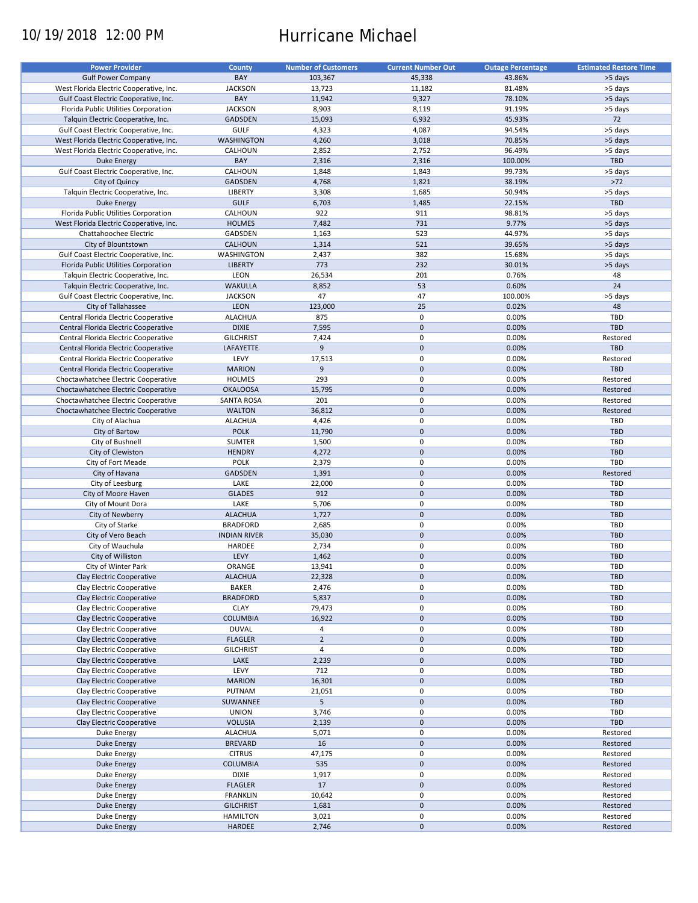10/19/2018 12:00 PM

# Hurricane Michael

| Power Provider | County | Number of Customers | Current Number Out | Outage Percentage | Estimated Restore Time |
|---|---|---|---|---|---|
| Gulf Power Company | BAY | 103,367 | 45,338 | 43.86% | >5 days |
| West Florida Electric Cooperative, Inc. | JACKSON | 13,723 | 11,182 | 81.48% | >5 days |
| Gulf Coast Electric Cooperative, Inc. | BAY | 11,942 | 9,327 | 78.10% | >5 days |
| Florida Public Utilities Corporation | JACKSON | 8,903 | 8,119 | 91.19% | >5 days |
| Talquin Electric Cooperative, Inc. | GADSDEN | 15,093 | 6,932 | 45.93% | 72 |
| Gulf Coast Electric Cooperative, Inc. | GULF | 4,323 | 4,087 | 94.54% | >5 days |
| West Florida Electric Cooperative, Inc. | WASHINGTON | 4,260 | 3,018 | 70.85% | >5 days |
| West Florida Electric Cooperative, Inc. | CALHOUN | 2,852 | 2,752 | 96.49% | >5 days |
| Duke Energy | BAY | 2,316 | 2,316 | 100.00% | TBD |
| Gulf Coast Electric Cooperative, Inc. | CALHOUN | 1,848 | 1,843 | 99.73% | >5 days |
| City of Quincy | GADSDEN | 4,768 | 1,821 | 38.19% | >72 |
| Talquin Electric Cooperative, Inc. | LIBERTY | 3,308 | 1,685 | 50.94% | >5 days |
| Duke Energy | GULF | 6,703 | 1,485 | 22.15% | TBD |
| Florida Public Utilities Corporation | CALHOUN | 922 | 911 | 98.81% | >5 days |
| West Florida Electric Cooperative, Inc. | HOLMES | 7,482 | 731 | 9.77% | >5 days |
| Chattahoochee Electric | GADSDEN | 1,163 | 523 | 44.97% | >5 days |
| City of Blountstown | CALHOUN | 1,314 | 521 | 39.65% | >5 days |
| Gulf Coast Electric Cooperative, Inc. | WASHINGTON | 2,437 | 382 | 15.68% | >5 days |
| Florida Public Utilities Corporation | LIBERTY | 773 | 232 | 30.01% | >5 days |
| Talquin Electric Cooperative, Inc. | LEON | 26,534 | 201 | 0.76% | 48 |
| Talquin Electric Cooperative, Inc. | WAKULLA | 8,852 | 53 | 0.60% | 24 |
| Gulf Coast Electric Cooperative, Inc. | JACKSON | 47 | 47 | 100.00% | >5 days |
| City of Tallahassee | LEON | 123,000 | 25 | 0.02% | 48 |
| Central Florida Electric Cooperative | ALACHUA | 875 | 0 | 0.00% | TBD |
| Central Florida Electric Cooperative | DIXIE | 7,595 | 0 | 0.00% | TBD |
| Central Florida Electric Cooperative | GILCHRIST | 7,424 | 0 | 0.00% | Restored |
| Central Florida Electric Cooperative | LAFAYETTE | 9 | 0 | 0.00% | TBD |
| Central Florida Electric Cooperative | LEVY | 17,513 | 0 | 0.00% | Restored |
| Central Florida Electric Cooperative | MARION | 9 | 0 | 0.00% | TBD |
| Choctawhatchee Electric Cooperative | HOLMES | 293 | 0 | 0.00% | Restored |
| Choctawhatchee Electric Cooperative | OKALOOSA | 15,795 | 0 | 0.00% | Restored |
| Choctawhatchee Electric Cooperative | SANTA ROSA | 201 | 0 | 0.00% | Restored |
| Choctawhatchee Electric Cooperative | WALTON | 36,812 | 0 | 0.00% | Restored |
| City of Alachua | ALACHUA | 4,426 | 0 | 0.00% | TBD |
| City of Bartow | POLK | 11,790 | 0 | 0.00% | TBD |
| City of Bushnell | SUMTER | 1,500 | 0 | 0.00% | TBD |
| City of Clewiston | HENDRY | 4,272 | 0 | 0.00% | TBD |
| City of Fort Meade | POLK | 2,379 | 0 | 0.00% | TBD |
| City of Havana | GADSDEN | 1,391 | 0 | 0.00% | Restored |
| City of Leesburg | LAKE | 22,000 | 0 | 0.00% | TBD |
| City of Moore Haven | GLADES | 912 | 0 | 0.00% | TBD |
| City of Mount Dora | LAKE | 5,706 | 0 | 0.00% | TBD |
| City of Newberry | ALACHUA | 1,727 | 0 | 0.00% | TBD |
| City of Starke | BRADFORD | 2,685 | 0 | 0.00% | TBD |
| City of Vero Beach | INDIAN RIVER | 35,030 | 0 | 0.00% | TBD |
| City of Wauchula | HARDEE | 2,734 | 0 | 0.00% | TBD |
| City of Williston | LEVY | 1,462 | 0 | 0.00% | TBD |
| City of Winter Park | ORANGE | 13,941 | 0 | 0.00% | TBD |
| Clay Electric Cooperative | ALACHUA | 22,328 | 0 | 0.00% | TBD |
| Clay Electric Cooperative | BAKER | 2,476 | 0 | 0.00% | TBD |
| Clay Electric Cooperative | BRADFORD | 5,837 | 0 | 0.00% | TBD |
| Clay Electric Cooperative | CLAY | 79,473 | 0 | 0.00% | TBD |
| Clay Electric Cooperative | COLUMBIA | 16,922 | 0 | 0.00% | TBD |
| Clay Electric Cooperative | DUVAL | 4 | 0 | 0.00% | TBD |
| Clay Electric Cooperative | FLAGLER | 2 | 0 | 0.00% | TBD |
| Clay Electric Cooperative | GILCHRIST | 4 | 0 | 0.00% | TBD |
| Clay Electric Cooperative | LAKE | 2,239 | 0 | 0.00% | TBD |
| Clay Electric Cooperative | LEVY | 712 | 0 | 0.00% | TBD |
| Clay Electric Cooperative | MARION | 16,301 | 0 | 0.00% | TBD |
| Clay Electric Cooperative | PUTNAM | 21,051 | 0 | 0.00% | TBD |
| Clay Electric Cooperative | SUWANNEE | 5 | 0 | 0.00% | TBD |
| Clay Electric Cooperative | UNION | 3,746 | 0 | 0.00% | TBD |
| Clay Electric Cooperative | VOLUSIA | 2,139 | 0 | 0.00% | TBD |
| Duke Energy | ALACHUA | 5,071 | 0 | 0.00% | Restored |
| Duke Energy | BREVARD | 16 | 0 | 0.00% | Restored |
| Duke Energy | CITRUS | 47,175 | 0 | 0.00% | Restored |
| Duke Energy | COLUMBIA | 535 | 0 | 0.00% | Restored |
| Duke Energy | DIXIE | 1,917 | 0 | 0.00% | Restored |
| Duke Energy | FLAGLER | 17 | 0 | 0.00% | Restored |
| Duke Energy | FRANKLIN | 10,642 | 0 | 0.00% | Restored |
| Duke Energy | GILCHRIST | 1,681 | 0 | 0.00% | Restored |
| Duke Energy | HAMILTON | 3,021 | 0 | 0.00% | Restored |
| Duke Energy | HARDEE | 2,746 | 0 | 0.00% | Restored |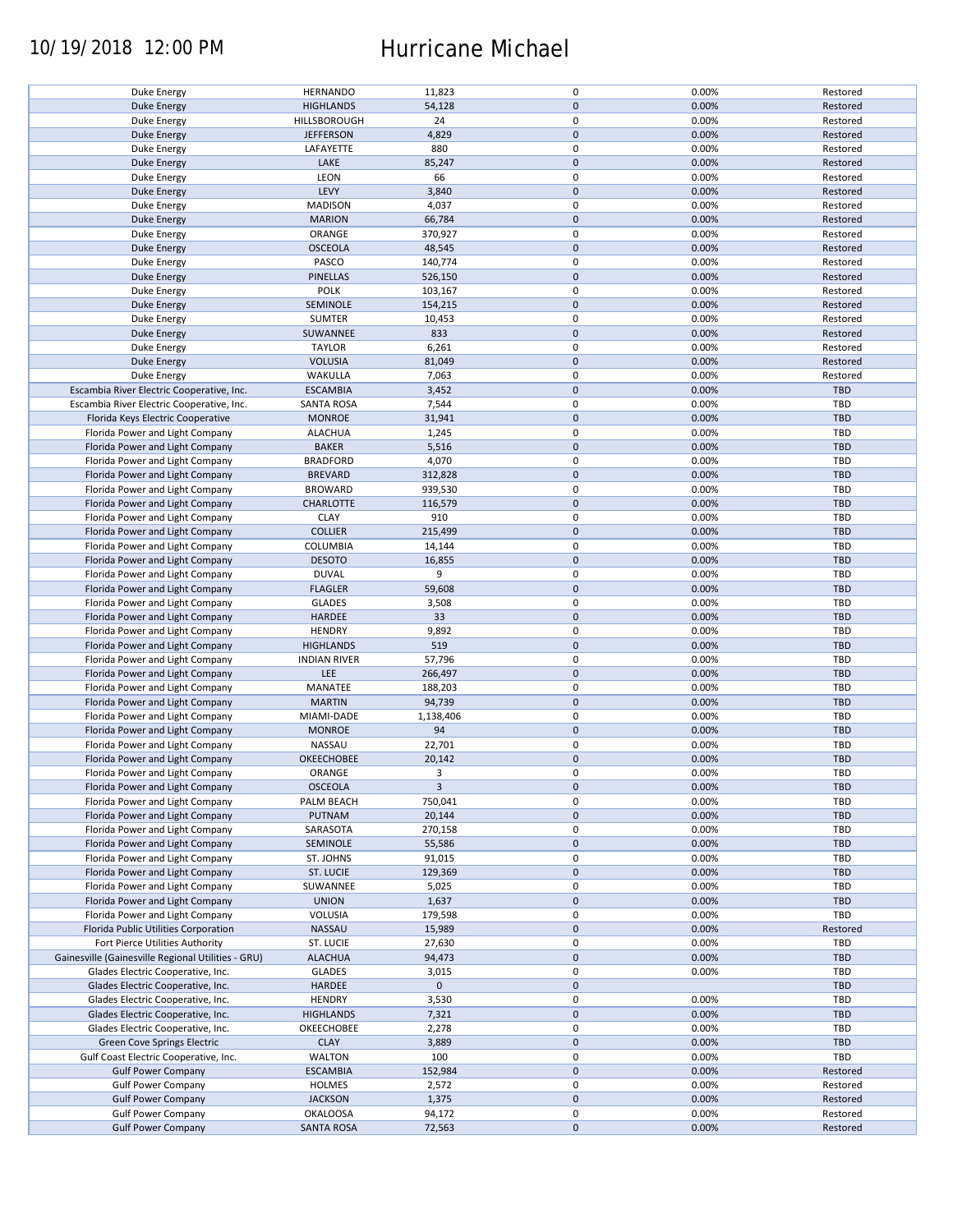| | | | | | |
|---|---|---|---|---|---|
| Duke Energy | HERNANDO | 11,823 | 0 | 0.00% | Restored |
| Duke Energy | HIGHLANDS | 54,128 | 0 | 0.00% | Restored |
| Duke Energy | HILLSBOROUGH | 24 | 0 | 0.00% | Restored |
| Duke Energy | JEFFERSON | 4,829 | 0 | 0.00% | Restored |
| Duke Energy | LAFAYETTE | 880 | 0 | 0.00% | Restored |
| Duke Energy | LAKE | 85,247 | 0 | 0.00% | Restored |
| Duke Energy | LEON | 66 | 0 | 0.00% | Restored |
| Duke Energy | LEVY | 3,840 | 0 | 0.00% | Restored |
| Duke Energy | MADISON | 4,037 | 0 | 0.00% | Restored |
| Duke Energy | MARION | 66,784 | 0 | 0.00% | Restored |
| Duke Energy | ORANGE | 370,927 | 0 | 0.00% | Restored |
| Duke Energy | OSCEOLA | 48,545 | 0 | 0.00% | Restored |
| Duke Energy | PASCO | 140,774 | 0 | 0.00% | Restored |
| Duke Energy | PINELLAS | 526,150 | 0 | 0.00% | Restored |
| Duke Energy | POLK | 103,167 | 0 | 0.00% | Restored |
| Duke Energy | SEMINOLE | 154,215 | 0 | 0.00% | Restored |
| Duke Energy | SUMTER | 10,453 | 0 | 0.00% | Restored |
| Duke Energy | SUWANNEE | 833 | 0 | 0.00% | Restored |
| Duke Energy | TAYLOR | 6,261 | 0 | 0.00% | Restored |
| Duke Energy | VOLUSIA | 81,049 | 0 | 0.00% | Restored |
| Duke Energy | WAKULLA | 7,063 | 0 | 0.00% | Restored |
| Escambia River Electric Cooperative, Inc. | ESCAMBIA | 3,452 | 0 | 0.00% | TBD |
| Escambia River Electric Cooperative, Inc. | SANTA ROSA | 7,544 | 0 | 0.00% | TBD |
| Florida Keys Electric Cooperative | MONROE | 31,941 | 0 | 0.00% | TBD |
| Florida Power and Light Company | ALACHUA | 1,245 | 0 | 0.00% | TBD |
| Florida Power and Light Company | BAKER | 5,516 | 0 | 0.00% | TBD |
| Florida Power and Light Company | BRADFORD | 4,070 | 0 | 0.00% | TBD |
| Florida Power and Light Company | BREVARD | 312,828 | 0 | 0.00% | TBD |
| Florida Power and Light Company | BROWARD | 939,530 | 0 | 0.00% | TBD |
| Florida Power and Light Company | CHARLOTTE | 116,579 | 0 | 0.00% | TBD |
| Florida Power and Light Company | CLAY | 910 | 0 | 0.00% | TBD |
| Florida Power and Light Company | COLLIER | 215,499 | 0 | 0.00% | TBD |
| Florida Power and Light Company | COLUMBIA | 14,144 | 0 | 0.00% | TBD |
| Florida Power and Light Company | DESOTO | 16,855 | 0 | 0.00% | TBD |
| Florida Power and Light Company | DUVAL | 9 | 0 | 0.00% | TBD |
| Florida Power and Light Company | FLAGLER | 59,608 | 0 | 0.00% | TBD |
| Florida Power and Light Company | GLADES | 3,508 | 0 | 0.00% | TBD |
| Florida Power and Light Company | HARDEE | 33 | 0 | 0.00% | TBD |
| Florida Power and Light Company | HENDRY | 9,892 | 0 | 0.00% | TBD |
| Florida Power and Light Company | HIGHLANDS | 519 | 0 | 0.00% | TBD |
| Florida Power and Light Company | INDIAN RIVER | 57,796 | 0 | 0.00% | TBD |
| Florida Power and Light Company | LEE | 266,497 | 0 | 0.00% | TBD |
| Florida Power and Light Company | MANATEE | 188,203 | 0 | 0.00% | TBD |
| Florida Power and Light Company | MARTIN | 94,739 | 0 | 0.00% | TBD |
| Florida Power and Light Company | MIAMI-DADE | 1,138,406 | 0 | 0.00% | TBD |
| Florida Power and Light Company | MONROE | 94 | 0 | 0.00% | TBD |
| Florida Power and Light Company | NASSAU | 22,701 | 0 | 0.00% | TBD |
| Florida Power and Light Company | OKEECHOBEE | 20,142 | 0 | 0.00% | TBD |
| Florida Power and Light Company | ORANGE | 3 | 0 | 0.00% | TBD |
| Florida Power and Light Company | OSCEOLA | 3 | 0 | 0.00% | TBD |
| Florida Power and Light Company | PALM BEACH | 750,041 | 0 | 0.00% | TBD |
| Florida Power and Light Company | PUTNAM | 20,144 | 0 | 0.00% | TBD |
| Florida Power and Light Company | SARASOTA | 270,158 | 0 | 0.00% | TBD |
| Florida Power and Light Company | SEMINOLE | 55,586 | 0 | 0.00% | TBD |
| Florida Power and Light Company | ST. JOHNS | 91,015 | 0 | 0.00% | TBD |
| Florida Power and Light Company | ST. LUCIE | 129,369 | 0 | 0.00% | TBD |
| Florida Power and Light Company | SUWANNEE | 5,025 | 0 | 0.00% | TBD |
| Florida Power and Light Company | UNION | 1,637 | 0 | 0.00% | TBD |
| Florida Power and Light Company | VOLUSIA | 179,598 | 0 | 0.00% | TBD |
| Florida Public Utilities Corporation | NASSAU | 15,989 | 0 | 0.00% | Restored |
| Fort Pierce Utilities Authority | ST. LUCIE | 27,630 | 0 | 0.00% | TBD |
| Gainesville (Gainesville Regional Utilities - GRU) | ALACHUA | 94,473 | 0 | 0.00% | TBD |
| Glades Electric Cooperative, Inc. | GLADES | 3,015 | 0 | 0.00% | TBD |
| Glades Electric Cooperative, Inc. | HARDEE | 0 | 0 | | TBD |
| Glades Electric Cooperative, Inc. | HENDRY | 3,530 | 0 | 0.00% | TBD |
| Glades Electric Cooperative, Inc. | HIGHLANDS | 7,321 | 0 | 0.00% | TBD |
| Glades Electric Cooperative, Inc. | OKEECHOBEE | 2,278 | 0 | 0.00% | TBD |
| Green Cove Springs Electric | CLAY | 3,889 | 0 | 0.00% | TBD |
| Gulf Coast Electric Cooperative, Inc. | WALTON | 100 | 0 | 0.00% | TBD |
| Gulf Power Company | ESCAMBIA | 152,984 | 0 | 0.00% | Restored |
| Gulf Power Company | HOLMES | 2,572 | 0 | 0.00% | Restored |
| Gulf Power Company | JACKSON | 1,375 | 0 | 0.00% | Restored |
| Gulf Power Company | OKALOOSA | 94,172 | 0 | 0.00% | Restored |
| Gulf Power Company | SANTA ROSA | 72,563 | 0 | 0.00% | Restored |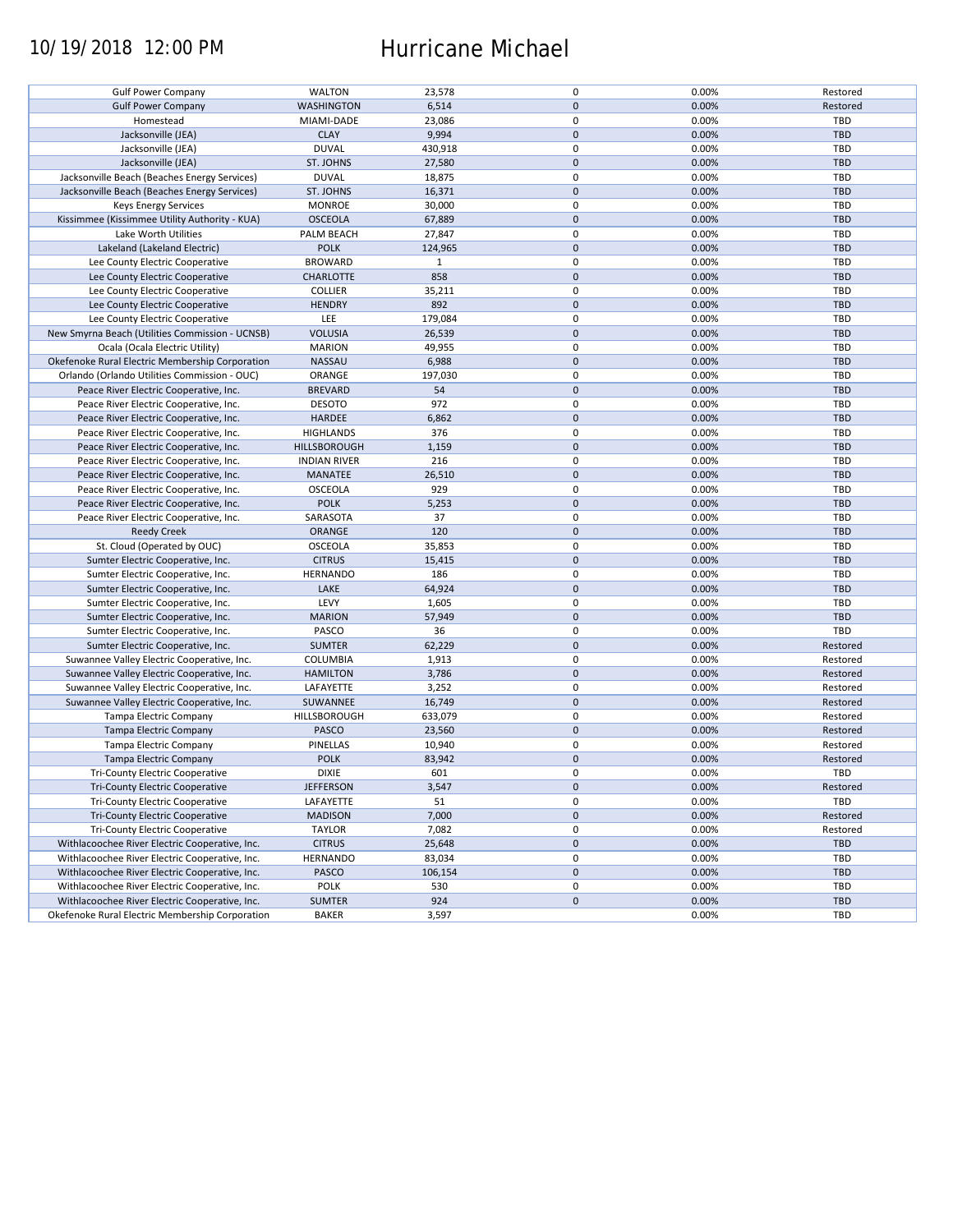10/19/2018 12:00 PM Hurricane Michael

| | | | | | |
|---|---|---|---|---|---|
| Gulf Power Company | WALTON | 23,578 | 0 | 0.00% | Restored |
| Gulf Power Company | WASHINGTON | 6,514 | 0 | 0.00% | Restored |
| Homestead | MIAMI-DADE | 23,086 | 0 | 0.00% | TBD |
| Jacksonville (JEA) | CLAY | 9,994 | 0 | 0.00% | TBD |
| Jacksonville (JEA) | DUVAL | 430,918 | 0 | 0.00% | TBD |
| Jacksonville (JEA) | ST. JOHNS | 27,580 | 0 | 0.00% | TBD |
| Jacksonville Beach (Beaches Energy Services) | DUVAL | 18,875 | 0 | 0.00% | TBD |
| Jacksonville Beach (Beaches Energy Services) | ST. JOHNS | 16,371 | 0 | 0.00% | TBD |
| Keys Energy Services | MONROE | 30,000 | 0 | 0.00% | TBD |
| Kissimmee (Kissimmee Utility Authority - KUA) | OSCEOLA | 67,889 | 0 | 0.00% | TBD |
| Lake Worth Utilities | PALM BEACH | 27,847 | 0 | 0.00% | TBD |
| Lakeland (Lakeland Electric) | POLK | 124,965 | 0 | 0.00% | TBD |
| Lee County Electric Cooperative | BROWARD | 1 | 0 | 0.00% | TBD |
| Lee County Electric Cooperative | CHARLOTTE | 858 | 0 | 0.00% | TBD |
| Lee County Electric Cooperative | COLLIER | 35,211 | 0 | 0.00% | TBD |
| Lee County Electric Cooperative | HENDRY | 892 | 0 | 0.00% | TBD |
| Lee County Electric Cooperative | LEE | 179,084 | 0 | 0.00% | TBD |
| New Smyrna Beach (Utilities Commission - UCNSB) | VOLUSIA | 26,539 | 0 | 0.00% | TBD |
| Ocala (Ocala Electric Utility) | MARION | 49,955 | 0 | 0.00% | TBD |
| Okefenoke Rural Electric Membership Corporation | NASSAU | 6,988 | 0 | 0.00% | TBD |
| Orlando (Orlando Utilities Commission - OUC) | ORANGE | 197,030 | 0 | 0.00% | TBD |
| Peace River Electric Cooperative, Inc. | BREVARD | 54 | 0 | 0.00% | TBD |
| Peace River Electric Cooperative, Inc. | DESOTO | 972 | 0 | 0.00% | TBD |
| Peace River Electric Cooperative, Inc. | HARDEE | 6,862 | 0 | 0.00% | TBD |
| Peace River Electric Cooperative, Inc. | HIGHLANDS | 376 | 0 | 0.00% | TBD |
| Peace River Electric Cooperative, Inc. | HILLSBOROUGH | 1,159 | 0 | 0.00% | TBD |
| Peace River Electric Cooperative, Inc. | INDIAN RIVER | 216 | 0 | 0.00% | TBD |
| Peace River Electric Cooperative, Inc. | MANATEE | 26,510 | 0 | 0.00% | TBD |
| Peace River Electric Cooperative, Inc. | OSCEOLA | 929 | 0 | 0.00% | TBD |
| Peace River Electric Cooperative, Inc. | POLK | 5,253 | 0 | 0.00% | TBD |
| Peace River Electric Cooperative, Inc. | SARASOTA | 37 | 0 | 0.00% | TBD |
| Reedy Creek | ORANGE | 120 | 0 | 0.00% | TBD |
| St. Cloud (Operated by OUC) | OSCEOLA | 35,853 | 0 | 0.00% | TBD |
| Sumter Electric Cooperative, Inc. | CITRUS | 15,415 | 0 | 0.00% | TBD |
| Sumter Electric Cooperative, Inc. | HERNANDO | 186 | 0 | 0.00% | TBD |
| Sumter Electric Cooperative, Inc. | LAKE | 64,924 | 0 | 0.00% | TBD |
| Sumter Electric Cooperative, Inc. | LEVY | 1,605 | 0 | 0.00% | TBD |
| Sumter Electric Cooperative, Inc. | MARION | 57,949 | 0 | 0.00% | TBD |
| Sumter Electric Cooperative, Inc. | PASCO | 36 | 0 | 0.00% | TBD |
| Sumter Electric Cooperative, Inc. | SUMTER | 62,229 | 0 | 0.00% | Restored |
| Suwannee Valley Electric Cooperative, Inc. | COLUMBIA | 1,913 | 0 | 0.00% | Restored |
| Suwannee Valley Electric Cooperative, Inc. | HAMILTON | 3,786 | 0 | 0.00% | Restored |
| Suwannee Valley Electric Cooperative, Inc. | LAFAYETTE | 3,252 | 0 | 0.00% | Restored |
| Suwannee Valley Electric Cooperative, Inc. | SUWANNEE | 16,749 | 0 | 0.00% | Restored |
| Tampa Electric Company | HILLSBOROUGH | 633,079 | 0 | 0.00% | Restored |
| Tampa Electric Company | PASCO | 23,560 | 0 | 0.00% | Restored |
| Tampa Electric Company | PINELLAS | 10,940 | 0 | 0.00% | Restored |
| Tampa Electric Company | POLK | 83,942 | 0 | 0.00% | Restored |
| Tri-County Electric Cooperative | DIXIE | 601 | 0 | 0.00% | TBD |
| Tri-County Electric Cooperative | JEFFERSON | 3,547 | 0 | 0.00% | Restored |
| Tri-County Electric Cooperative | LAFAYETTE | 51 | 0 | 0.00% | TBD |
| Tri-County Electric Cooperative | MADISON | 7,000 | 0 | 0.00% | Restored |
| Tri-County Electric Cooperative | TAYLOR | 7,082 | 0 | 0.00% | Restored |
| Withlacoochee River Electric Cooperative, Inc. | CITRUS | 25,648 | 0 | 0.00% | TBD |
| Withlacoochee River Electric Cooperative, Inc. | HERNANDO | 83,034 | 0 | 0.00% | TBD |
| Withlacoochee River Electric Cooperative, Inc. | PASCO | 106,154 | 0 | 0.00% | TBD |
| Withlacoochee River Electric Cooperative, Inc. | POLK | 530 | 0 | 0.00% | TBD |
| Withlacoochee River Electric Cooperative, Inc. | SUMTER | 924 | 0 | 0.00% | TBD |
| Okefenoke Rural Electric Membership Corporation | BAKER | 3,597 | | 0.00% | TBD |